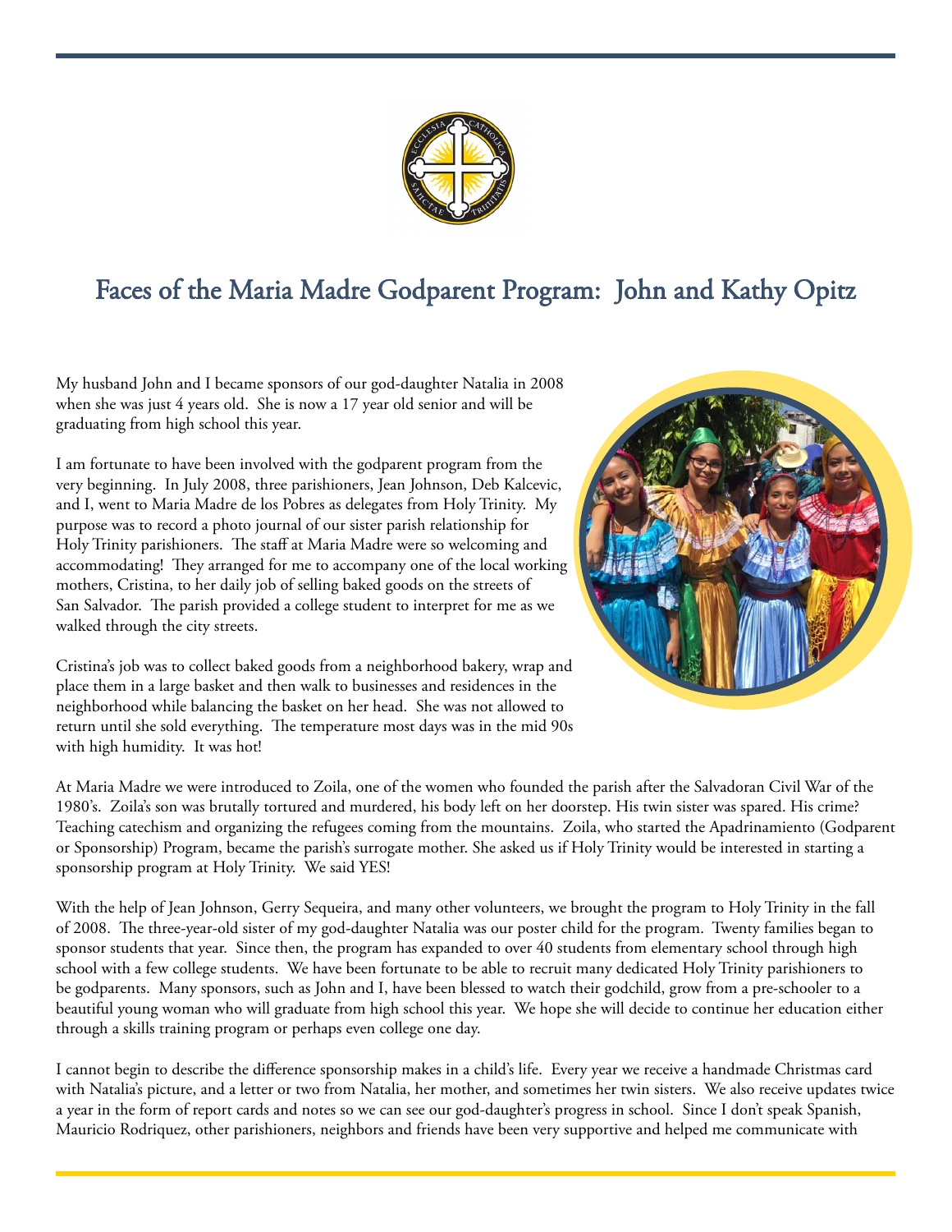# Faces of the Maria Madre Godparent Program: John and Kathy Opitz

My husband John and I became sponsors of our god-daughter Natalia in 2008 when she was just 4 years old. She is now a 17 year old senior and will be graduating from high school this year.

I am fortunate to have been involved with the godparent program from the very beginning. In July 2008, three parishioners, Jean Johnson, Deb Kalcevic, and I, went to Maria Madre de los Pobres as delegates from Holy Trinity. My purpose was to record a photo journal of our sister parish relationship for Holy Trinity parishioners. The staff at Maria Madre were so welcoming and accommodating! They arranged for me to accompany one of the local working mothers, Cristina, to her daily job of selling baked goods on the streets of San Salvador. The parish provided a college student to interpret for me as we walked through the city streets.

Cristina's job was to collect baked goods from a neighborhood bakery, wrap and place them in a large basket and then walk to businesses and residences in the neighborhood while balancing the basket on her head. She was not allowed to return until she sold everything. The temperature most days was in the mid 90s with high humidity. It was hot!

At Maria Madre we were introduced to Zoila, one of the women who founded the parish after the Salvadoran Civil War of the 1980's. Zoila's son was brutally tortured and murdered, his body left on her doorstep. His twin sister was spared. His crime? Teaching catechism and organizing the refugees coming from the mountains. Zoila, who started the Apadrinamiento (Godparent or Sponsorship) Program, became the parish's surrogate mother. She asked us if Holy Trinity would be interested in starting a sponsorship program at Holy Trinity. We said YES!

With the help of Jean Johnson, Gerry Sequeira, and many other volunteers, we brought the program to Holy Trinity in the fall of 2008. The three-year-old sister of my god-daughter Natalia was our poster child for the program. Twenty families began to sponsor students that year. Since then, the program has expanded to over 40 students from elementary school through high school with a few college students. We have been fortunate to be able to recruit many dedicated Holy Trinity parishioners to be godparents. Many sponsors, such as John and I, have been blessed to watch their godchild, grow from a pre-schooler to a beautiful young woman who will graduate from high school this year. We hope she will decide to continue her education either through a skills training program or perhaps even college one day.

I cannot begin to describe the difference sponsorship makes in a child's life. Every year we receive a handmade Christmas card with Natalia's picture, and a letter or two from Natalia, her mother, and sometimes her twin sisters. We also receive updates twice a year in the form of report cards and notes so we can see our god-daughter's progress in school. Since I don't speak Spanish, Mauricio Rodriquez, other parishioners, neighbors and friends have been very supportive and helped me communicate with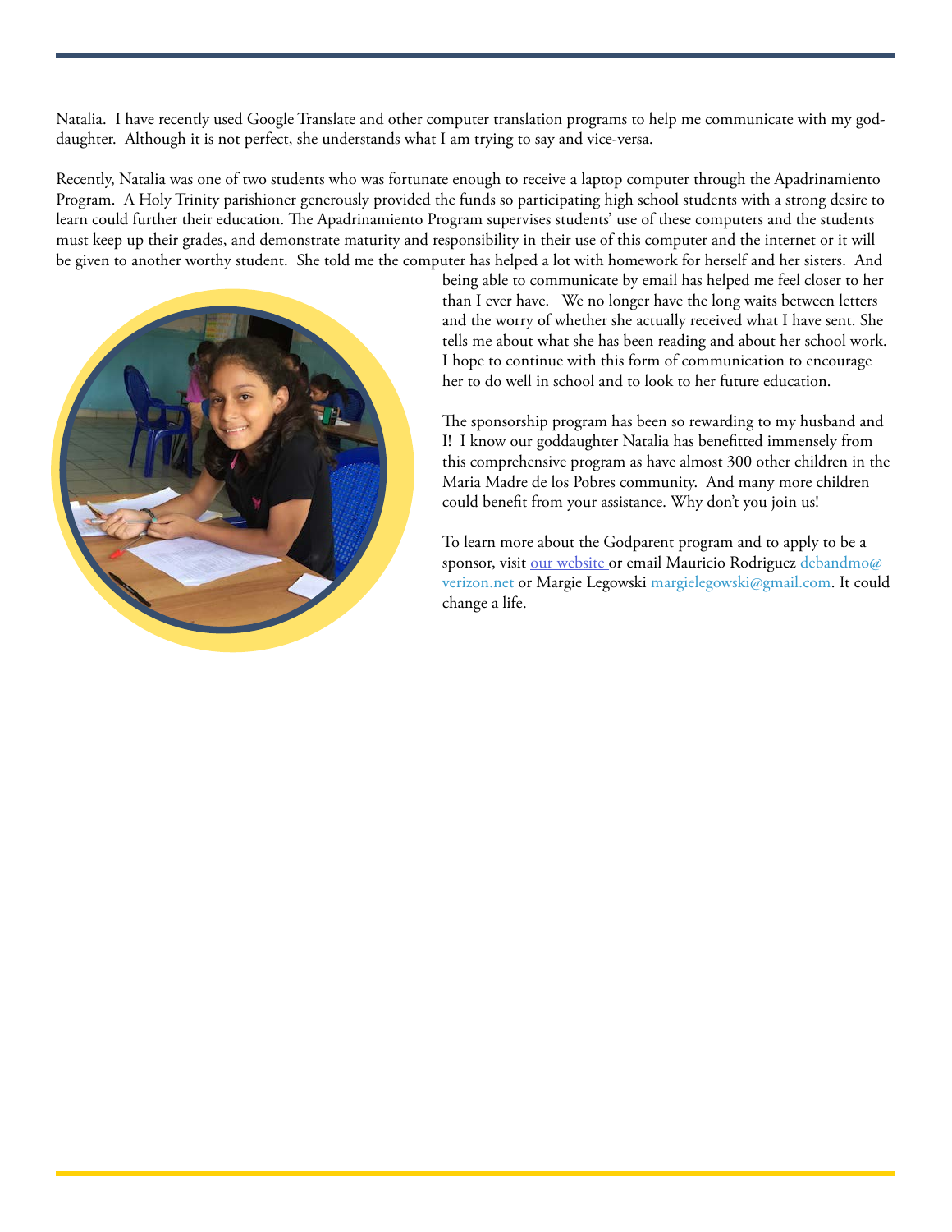Natalia. I have recently used Google Translate and other computer translation programs to help me communicate with my goddaughter. Although it is not perfect, she understands what I am trying to say and vice-versa.

Recently, Natalia was one of two students who was fortunate enough to receive a laptop computer through the Apadrinamiento Program. A Holy Trinity parishioner generously provided the funds so participating high school students with a strong desire to learn could further their education. The Apadrinamiento Program supervises students' use of these computers and the students must keep up their grades, and demonstrate maturity and responsibility in their use of this computer and the internet or it will be given to another worthy student. She told me the computer has helped a lot with homework for herself and her sisters. And being able to communicate by email has helped me feel closer to her than I ever have. We no longer have the long waits between letters and the worry of whether she actually received what I have sent. She tells me about what she has been reading and about her school work. I hope to continue with this form of communication to encourage her to do well in school and to look to her future education.

The sponsorship program has been so rewarding to my husband and I! I know our goddaughter Natalia has benefitted immensely from this comprehensive program as have almost 300 other children in the Maria Madre de los Pobres community. And many more children could benefit from your assistance. Why don't you join us!

To learn more about the Godparent program and to apply to be a sponsor, visit our website or email Mauricio Rodriguez debandmo@verizon.net or Margie Legowski margielegowski@gmail.com. It could change a life.